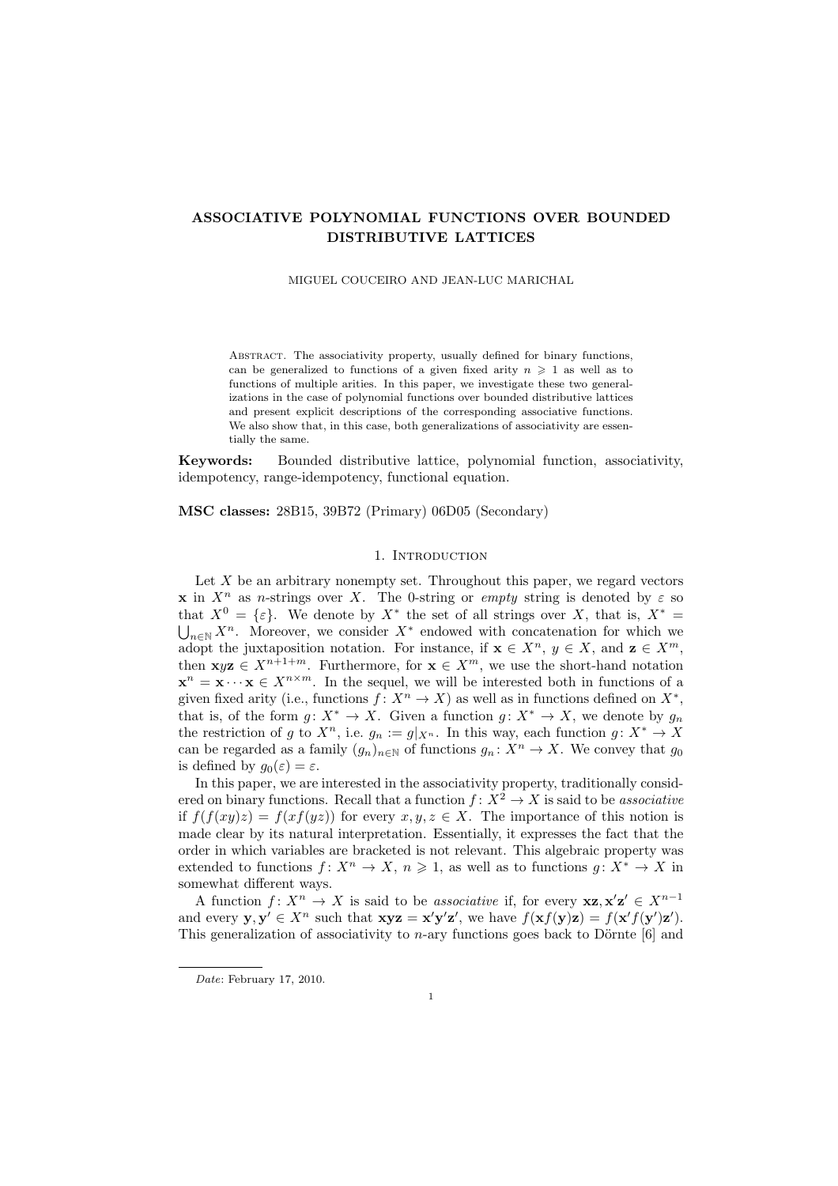# ASSOCIATIVE POLYNOMIAL FUNCTIONS OVER BOUNDED DISTRIBUTIVE LATTICES

MIGUEL COUCEIRO AND JEAN-LUC MARICHAL

Abstract. The associativity property, usually defined for binary functions, can be generalized to functions of a given fixed arity $n \geqslant 1$ as well as to functions of multiple arities. In this paper, we investigate these two generalizations in the case of polynomial functions over bounded distributive lattices and present explicit descriptions of the corresponding associative functions. We also show that, in this case, both generalizations of associativity are essentially the same.

**Keywords:** Bounded distributive lattice, polynomial function, associativity, idempotency, range-idempotency, functional equation.

**MSC classes:** 28B15, 39B72 (Primary) 06D05 (Secondary)

## 1. Introduction

Let $X$ be an arbitrary nonempty set. Throughout this paper, we regard vectors $\mathbf{x}$ in $X^n$ as $n$-strings over $X$. The 0-string or *empty* string is denoted by $\varepsilon$ so that $X^0 = \{\varepsilon\}$. We denote by $X^*$ the set of all strings over $X$, that is, $X^* = \bigcup_{n\in\mathbb{N}} X^n$. Moreover, we consider $X^*$ endowed with concatenation for which we adopt the juxtaposition notation. For instance, if $\mathbf{x} \in X^n$, $y \in X$, and $\mathbf{z} \in X^m$, then $\mathbf{x}y\mathbf{z} \in X^{n+1+m}$. Furthermore, for $\mathbf{x} \in X^m$, we use the short-hand notation $\mathbf{x}^n = \mathbf{x} \cdots \mathbf{x} \in X^{n\times m}$. In the sequel, we will be interested both in functions of a given fixed arity (i.e., functions $f\colon X^n \to X$) as well as in functions defined on $X^*$, that is, of the form $g\colon X^* \to X$. Given a function $g\colon X^* \to X$, we denote by $g_n$ the restriction of $g$ to $X^n$, i.e. $g_n := g|_{X^n}$. In this way, each function $g\colon X^* \to X$ can be regarded as a family $(g_n)_{n\in\mathbb{N}}$ of functions $g_n\colon X^n \to X$. We convey that $g_0$ is defined by $g_0(\varepsilon) = \varepsilon$.

In this paper, we are interested in the associativity property, traditionally considered on binary functions. Recall that a function $f\colon X^2 \to X$ is said to be *associative* if $f(f(xy)z) = f(xf(yz))$ for every $x, y, z \in X$. The importance of this notion is made clear by its natural interpretation. Essentially, it expresses the fact that the order in which variables are bracketed is not relevant. This algebraic property was extended to functions $f\colon X^n \to X$, $n \geqslant 1$, as well as to functions $g\colon X^* \to X$ in somewhat different ways.

A function $f\colon X^n \to X$ is said to be *associative* if, for every $\mathbf{x}\mathbf{z}, \mathbf{x}'\mathbf{z}' \in X^{n-1}$ and every $\mathbf{y}, \mathbf{y}' \in X^n$ such that $\mathbf{x}\mathbf{y}\mathbf{z} = \mathbf{x}'\mathbf{y}'\mathbf{z}'$, we have $f(\mathbf{x}f(\mathbf{y})\mathbf{z}) = f(\mathbf{x}'f(\mathbf{y}')\mathbf{z}')$. This generalization of associativity to $n$-ary functions goes back to Dörnte [6] and

---

*Date*: February 17, 2010.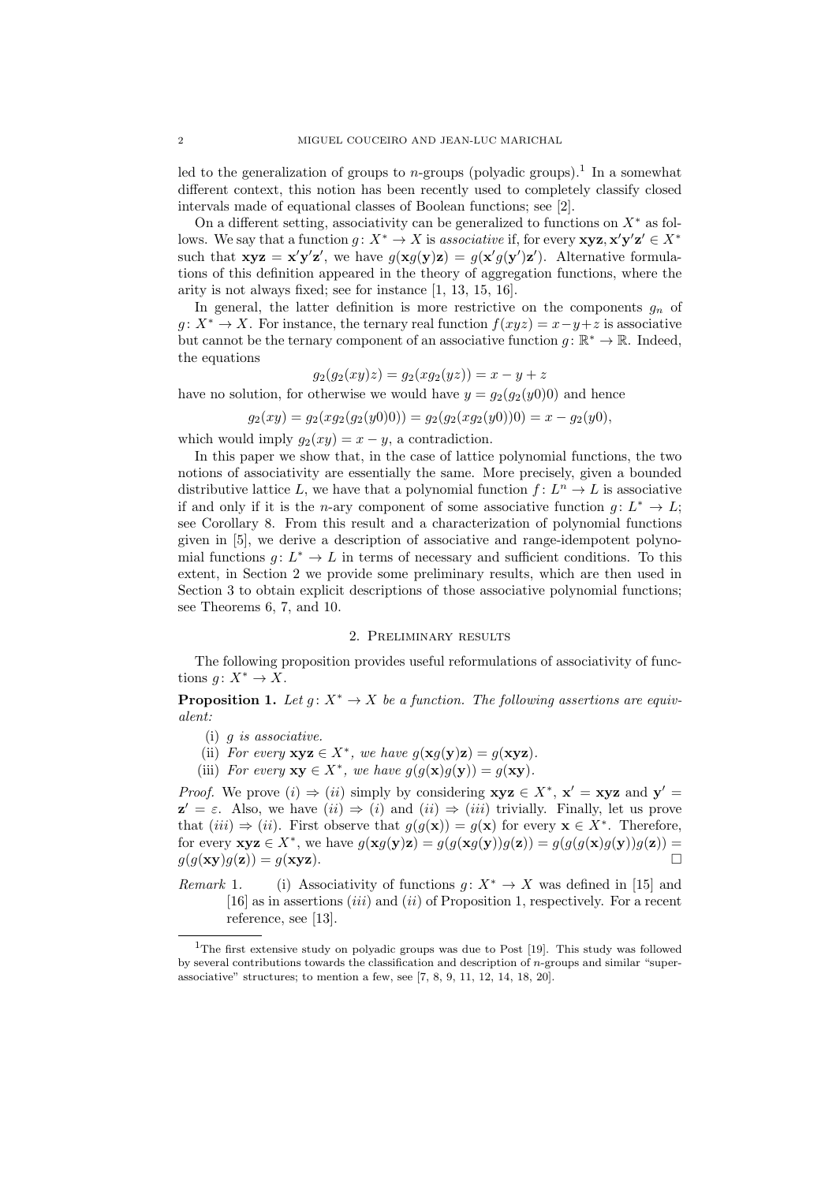led to the generalization of groups to $n$-groups (polyadic groups).[1] In a somewhat different context, this notion has been recently used to completely classify closed intervals made of equational classes of Boolean functions; see [2].

On a different setting, associativity can be generalized to functions on $X^*$ as follows. We say that a function $g\colon X^* \to X$ is *associative* if, for every $\mathbf{xyz}, \mathbf{x'y'z'} \in X^*$ such that $\mathbf{xyz} = \mathbf{x'y'z'}$, we have $g(\mathbf{x}g(\mathbf{y})\mathbf{z}) = g(\mathbf{x'}g(\mathbf{y'})\mathbf{z'})$. Alternative formulations of this definition appeared in the theory of aggregation functions, where the arity is not always fixed; see for instance [1, 13, 15, 16].

In general, the latter definition is more restrictive on the components $g_n$ of $g\colon X^* \to X$. For instance, the ternary real function $f(xyz) = x - y + z$ is associative but cannot be the ternary component of an associative function $g\colon \mathbb{R}^* \to \mathbb{R}$. Indeed, the equations

$$g_2(g_2(xy)z) = g_2(xg_2(yz)) = x - y + z$$

have no solution, for otherwise we would have $y = g_2(g_2(y0)0)$ and hence

$$g_2(xy) = g_2(xg_2(g_2(y0)0)) = g_2(g_2(xg_2(y0))0) = x - g_2(y0),$$

which would imply $g_2(xy) = x - y$, a contradiction.

In this paper we show that, in the case of lattice polynomial functions, the two notions of associativity are essentially the same. More precisely, given a bounded distributive lattice $L$, we have that a polynomial function $f\colon L^n \to L$ is associative if and only if it is the $n$-ary component of some associative function $g\colon L^* \to L$; see Corollary 8. From this result and a characterization of polynomial functions given in [5], we derive a description of associative and range-idempotent polynomial functions $g\colon L^* \to L$ in terms of necessary and sufficient conditions. To this extent, in Section 2 we provide some preliminary results, which are then used in Section 3 to obtain explicit descriptions of those associative polynomial functions; see Theorems 6, 7, and 10.

## 2. Preliminary results

The following proposition provides useful reformulations of associativity of functions $g\colon X^* \to X$.

**Proposition 1.** *Let $g\colon X^* \to X$ be a function. The following assertions are equivalent:*

(i) *$g$ is associative.*

(ii) *For every $\mathbf{xyz} \in X^*$, we have $g(\mathbf{x}g(\mathbf{y})\mathbf{z}) = g(\mathbf{xyz})$.*

(iii) *For every $\mathbf{xy} \in X^*$, we have $g(g(\mathbf{x})g(\mathbf{y})) = g(\mathbf{xy})$.*

*Proof.* We prove $(i) \Rightarrow (ii)$ simply by considering $\mathbf{xyz} \in X^*$, $\mathbf{x'} = \mathbf{xyz}$ and $\mathbf{y'} = \mathbf{z'} = \varepsilon$. Also, we have $(ii) \Rightarrow (i)$ and $(ii) \Rightarrow (iii)$ trivially. Finally, let us prove that $(iii) \Rightarrow (ii)$. First observe that $g(g(\mathbf{x})) = g(\mathbf{x})$ for every $\mathbf{x} \in X^*$. Therefore, for every $\mathbf{xyz} \in X^*$, we have $g(\mathbf{x}g(\mathbf{y})\mathbf{z}) = g(g(\mathbf{x}g(\mathbf{y}))g(\mathbf{z})) = g(g(g(\mathbf{x})g(\mathbf{y}))g(\mathbf{z})) = g(g(\mathbf{xy})g(\mathbf{z})) = g(\mathbf{xyz})$. $\square$

*Remark* 1. (i) Associativity of functions $g\colon X^* \to X$ was defined in [15] and [16] as in assertions $(iii)$ and $(ii)$ of Proposition 1, respectively. For a recent reference, see [13].

---

[1] The first extensive study on polyadic groups was due to Post [19]. This study was followed by several contributions towards the classification and description of $n$-groups and similar "super-associative" structures; to mention a few, see [7, 8, 9, 11, 12, 14, 18, 20].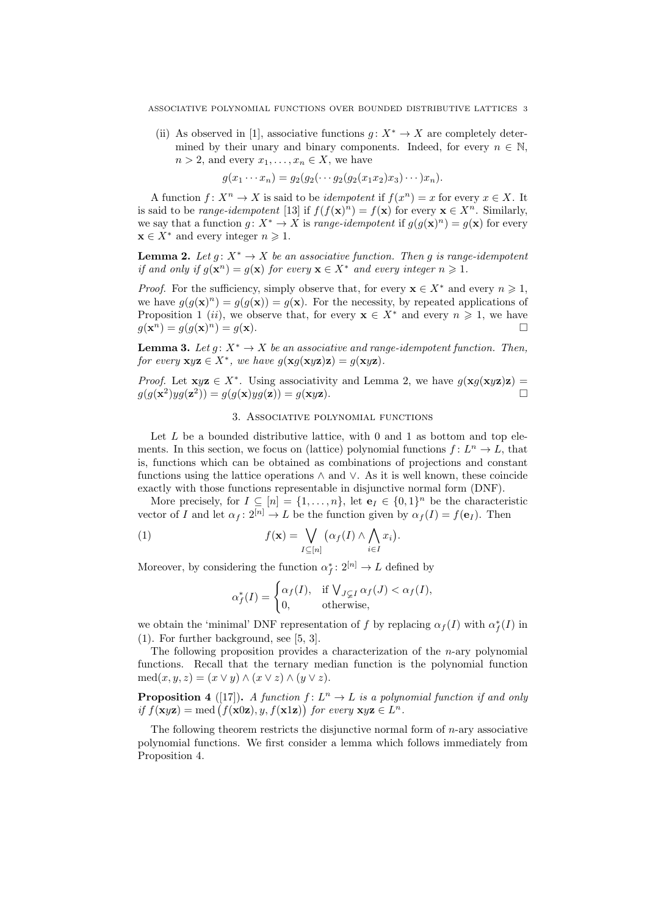(ii) As observed in [1], associative functions $g\colon X^* \to X$ are completely determined by their unary and binary components. Indeed, for every $n \in \mathbb{N}$, $n > 2$, and every $x_1, \ldots, x_n \in X$, we have

$$g(x_1 \cdots x_n) = g_2(g_2(\cdots g_2(g_2(x_1 x_2)x_3)\cdots)x_n).$$

A function $f\colon X^n \to X$ is said to be *idempotent* if $f(x^n) = x$ for every $x \in X$. It is said to be *range-idempotent* [13] if $f(f(\mathbf{x})^n) = f(\mathbf{x})$ for every $\mathbf{x} \in X^n$. Similarly, we say that a function $g\colon X^* \to X$ is *range-idempotent* if $g(g(\mathbf{x})^n) = g(\mathbf{x})$ for every $\mathbf{x} \in X^*$ and every integer $n \geqslant 1$.

**Lemma 2.** *Let $g\colon X^* \to X$ be an associative function. Then $g$ is range-idempotent if and only if $g(\mathbf{x}^n) = g(\mathbf{x})$ for every $\mathbf{x} \in X^*$ and every integer $n \geqslant 1$.*

*Proof.* For the sufficiency, simply observe that, for every $\mathbf{x} \in X^*$ and every $n \geqslant 1$, we have $g(g(\mathbf{x})^n) = g(g(\mathbf{x})) = g(\mathbf{x})$. For the necessity, by repeated applications of Proposition 1 (*ii*), we observe that, for every $\mathbf{x} \in X^*$ and every $n \geqslant 1$, we have $g(\mathbf{x}^n) = g(g(\mathbf{x})^n) = g(\mathbf{x})$. □

**Lemma 3.** *Let $g\colon X^* \to X$ be an associative and range-idempotent function. Then, for every $\mathbf{x}y\mathbf{z} \in X^*$, we have $g(\mathbf{x}g(\mathbf{x}y\mathbf{z})\mathbf{z}) = g(\mathbf{x}y\mathbf{z})$.*

*Proof.* Let $\mathbf{x}y\mathbf{z} \in X^*$. Using associativity and Lemma 2, we have $g(\mathbf{x}g(\mathbf{x}y\mathbf{z})\mathbf{z}) = g(g(\mathbf{x}^2)yg(\mathbf{z}^2)) = g(g(\mathbf{x})yg(\mathbf{z})) = g(\mathbf{x}y\mathbf{z})$. □

## 3. Associative polynomial functions

Let $L$ be a bounded distributive lattice, with 0 and 1 as bottom and top elements. In this section, we focus on (lattice) polynomial functions $f\colon L^n \to L$, that is, functions which can be obtained as combinations of projections and constant functions using the lattice operations $\wedge$ and $\vee$. As it is well known, these coincide exactly with those functions representable in disjunctive normal form (DNF).

More precisely, for $I \subseteq [n] = \{1, \ldots, n\}$, let $\mathbf{e}_I \in \{0,1\}^n$ be the characteristic vector of $I$ and let $\alpha_f\colon 2^{[n]} \to L$ be the function given by $\alpha_f(I) = f(\mathbf{e}_I)$. Then

$$f(\mathbf{x}) = \bigvee_{I \subseteq [n]} \big(\alpha_f(I) \wedge \bigwedge_{i \in I} x_i\big). \tag{1}$$

Moreover, by considering the function $\alpha_f^*\colon 2^{[n]} \to L$ defined by

$$\alpha_f^*(I) = \begin{cases} \alpha_f(I), & \text{if } \bigvee_{J \subsetneq I} \alpha_f(J) < \alpha_f(I), \\ 0, & \text{otherwise,} \end{cases}$$

we obtain the 'minimal' DNF representation of $f$ by replacing $\alpha_f(I)$ with $\alpha_f^*(I)$ in (1). For further background, see [5, 3].

The following proposition provides a characterization of the $n$-ary polynomial functions. Recall that the ternary median function is the polynomial function $\mathrm{med}(x, y, z) = (x \vee y) \wedge (x \vee z) \wedge (y \vee z)$.

**Proposition 4** ([17]). *A function $f\colon L^n \to L$ is a polynomial function if and only if $f(\mathbf{x}y\mathbf{z}) = \mathrm{med}\big(f(\mathbf{x}0\mathbf{z}), y, f(\mathbf{x}1\mathbf{z})\big)$ for every $\mathbf{x}y\mathbf{z} \in L^n$.*

The following theorem restricts the disjunctive normal form of $n$-ary associative polynomial functions. We first consider a lemma which follows immediately from Proposition 4.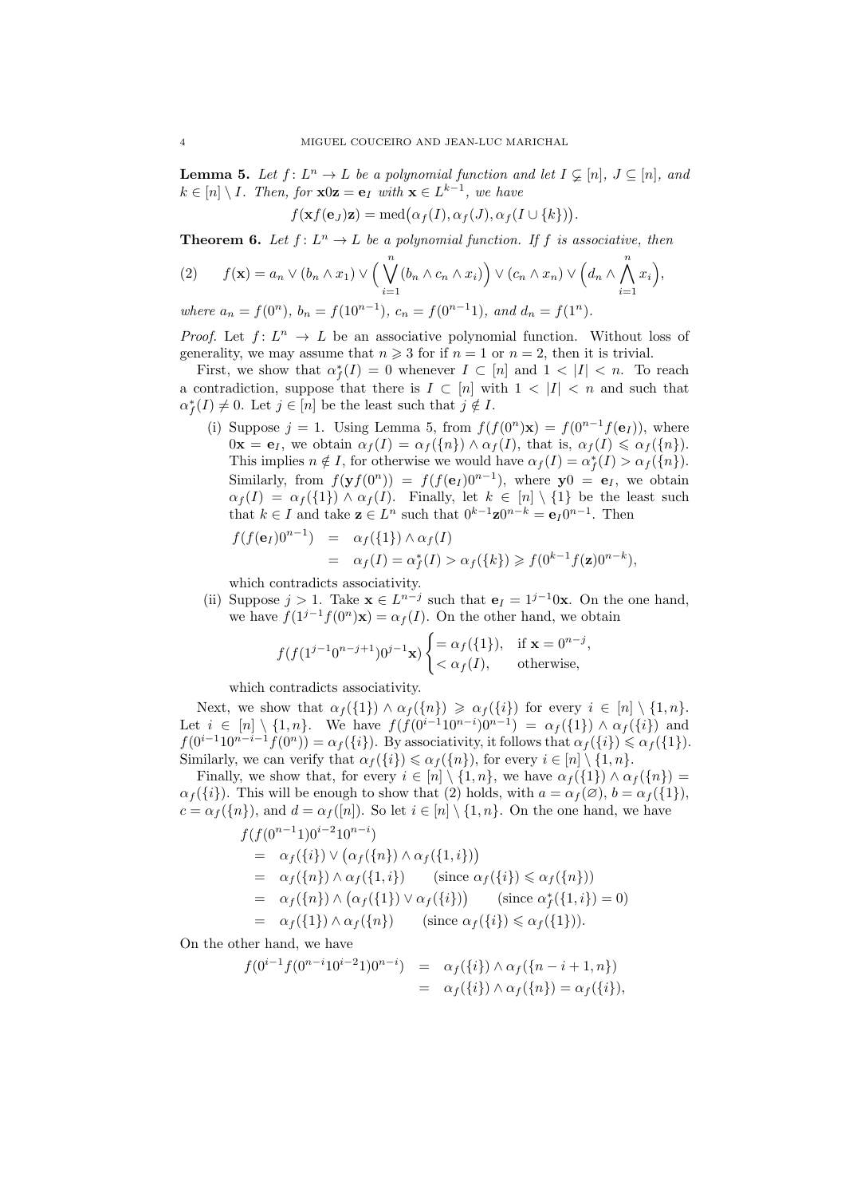**Lemma 5.** *Let $f\colon L^n \to L$ be a polynomial function and let $I \subsetneq [n]$, $J \subseteq [n]$, and $k \in [n] \setminus I$. Then, for $\mathbf{x}0\mathbf{z} = \mathbf{e}_I$ with $\mathbf{x} \in L^{k-1}$, we have*

$$f(\mathbf{x}f(\mathbf{e}_J)\mathbf{z}) = \mathrm{med}\big(\alpha_f(I), \alpha_f(J), \alpha_f(I \cup \{k\})\big).$$

**Theorem 6.** *Let $f\colon L^n \to L$ be a polynomial function. If $f$ is associative, then*

$$f(\mathbf{x}) = a_n \vee (b_n \wedge x_1) \vee \Big(\bigvee_{i=1}^{n} (b_n \wedge c_n \wedge x_i)\Big) \vee (c_n \wedge x_n) \vee \Big(d_n \wedge \bigwedge_{i=1}^{n} x_i\Big), \tag{2}$$

*where $a_n = f(0^n)$, $b_n = f(10^{n-1})$, $c_n = f(0^{n-1}1)$, and $d_n = f(1^n)$.*

*Proof.* Let $f\colon L^n \to L$ be an associative polynomial function. Without loss of generality, we may assume that $n \geqslant 3$ for if $n = 1$ or $n = 2$, then it is trivial.

First, we show that $\alpha_f^*(I) = 0$ whenever $I \subset [n]$ and $1 < |I| < n$. To reach a contradiction, suppose that there is $I \subset [n]$ with $1 < |I| < n$ and such that $\alpha_f^*(I) \neq 0$. Let $j \in [n]$ be the least such that $j \notin I$.

(i) Suppose $j = 1$. Using Lemma 5, from $f(f(0^n)\mathbf{x}) = f(0^{n-1}f(\mathbf{e}_I))$, where $0\mathbf{x} = \mathbf{e}_I$, we obtain $\alpha_f(I) = \alpha_f(\{n\}) \wedge \alpha_f(I)$, that is, $\alpha_f(I) \leqslant \alpha_f(\{n\})$. This implies $n \notin I$, for otherwise we would have $\alpha_f(I) = \alpha_f^*(I) > \alpha_f(\{n\})$. Similarly, from $f(\mathbf{y}f(0^n)) = f(f(\mathbf{e}_I)0^{n-1})$, where $\mathbf{y}0 = \mathbf{e}_I$, we obtain $\alpha_f(I) = \alpha_f(\{1\}) \wedge \alpha_f(I)$. Finally, let $k \in [n] \setminus \{1\}$ be the least such that $k \in I$ and take $\mathbf{z} \in L^n$ such that $0^{k-1}\mathbf{z}0^{n-k} = \mathbf{e}_I 0^{n-1}$. Then

$$\begin{aligned} f(f(\mathbf{e}_I)0^{n-1}) &= \alpha_f(\{1\}) \wedge \alpha_f(I) \\ &= \alpha_f(I) = \alpha_f^*(I) > \alpha_f(\{k\}) \geqslant f(0^{k-1}f(\mathbf{z})0^{n-k}), \end{aligned}$$

which contradicts associativity.

(ii) Suppose $j > 1$. Take $\mathbf{x} \in L^{n-j}$ such that $\mathbf{e}_I = 1^{j-1}0\mathbf{x}$. On the one hand, we have $f(1^{j-1}f(0^n)\mathbf{x}) = \alpha_f(I)$. On the other hand, we obtain

$$f(f(1^{j-1}0^{n-j+1})0^{j-1}\mathbf{x}) \begin{cases} = \alpha_f(\{1\}), & \text{if } \mathbf{x} = 0^{n-j}, \\ < \alpha_f(I), & \text{otherwise,} \end{cases}$$

which contradicts associativity.

Next, we show that $\alpha_f(\{1\}) \wedge \alpha_f(\{n\}) \geqslant \alpha_f(\{i\})$ for every $i \in [n] \setminus \{1, n\}$. Let $i \in [n] \setminus \{1, n\}$. We have $f(f(0^{i-1}10^{n-i})0^{n-1}) = \alpha_f(\{1\}) \wedge \alpha_f(\{i\})$ and $f(0^{i-1}10^{n-i-1}f(0^n)) = \alpha_f(\{i\})$. By associativity, it follows that $\alpha_f(\{i\}) \leqslant \alpha_f(\{1\})$. Similarly, we can verify that $\alpha_f(\{i\}) \leqslant \alpha_f(\{n\})$, for every $i \in [n] \setminus \{1, n\}$.

Finally, we show that, for every $i \in [n] \setminus \{1, n\}$, we have $\alpha_f(\{1\}) \wedge \alpha_f(\{n\}) = \alpha_f(\{i\})$. This will be enough to show that (2) holds, with $a = \alpha_f(\varnothing)$, $b = \alpha_f(\{1\})$, $c = \alpha_f(\{n\})$, and $d = \alpha_f([n])$. So let $i \in [n] \setminus \{1, n\}$. On the one hand, we have

$$\begin{aligned} & f(f(0^{n-1}1)0^{i-2}10^{n-i}) \\ &= \alpha_f(\{i\}) \vee \big(\alpha_f(\{n\}) \wedge \alpha_f(\{1, i\})\big) \\ &= \alpha_f(\{n\}) \wedge \alpha_f(\{1, i\}) \qquad (\text{since } \alpha_f(\{i\}) \leqslant \alpha_f(\{n\})) \\ &= \alpha_f(\{n\}) \wedge \big(\alpha_f(\{1\}) \vee \alpha_f(\{i\})\big) \qquad (\text{since } \alpha_f^*(\{1, i\}) = 0) \\ &= \alpha_f(\{1\}) \wedge \alpha_f(\{n\}) \qquad (\text{since } \alpha_f(\{i\}) \leqslant \alpha_f(\{1\})). \end{aligned}$$

On the other hand, we have

$$\begin{aligned} f(0^{i-1}f(0^{n-i}10^{i-2}1)0^{n-i}) &= \alpha_f(\{i\}) \wedge \alpha_f(\{n-i+1, n\}) \\ &= \alpha_f(\{i\}) \wedge \alpha_f(\{n\}) = \alpha_f(\{i\}), \end{aligned}$$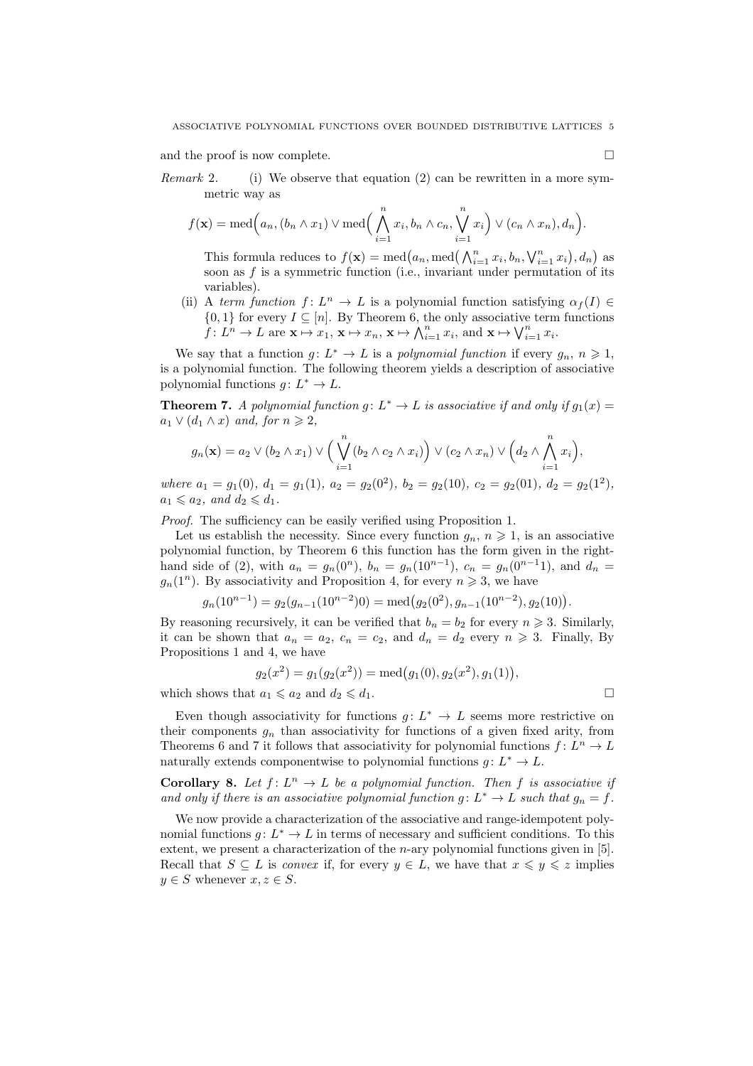and the proof is now complete. $\square$

*Remark* 2. (i) We observe that equation (2) can be rewritten in a more symmetric way as

$$f(\mathbf{x}) = \mathrm{med}\Big(a_n, (b_n \wedge x_1) \vee \mathrm{med}\Big(\bigwedge_{i=1}^n x_i, b_n \wedge c_n, \bigvee_{i=1}^n x_i\Big) \vee (c_n \wedge x_n), d_n\Big).$$

This formula reduces to $f(\mathbf{x}) = \mathrm{med}\big(a_n, \mathrm{med}\big(\bigwedge_{i=1}^n x_i, b_n, \bigvee_{i=1}^n x_i\big), d_n\big)$ as soon as $f$ is a symmetric function (i.e., invariant under permutation of its variables).

(ii) A *term function* $f\colon L^n \to L$ is a polynomial function satisfying $\alpha_f(I) \in \{0,1\}$ for every $I \subseteq [n]$. By Theorem 6, the only associative term functions $f\colon L^n \to L$ are $\mathbf{x} \mapsto x_1$, $\mathbf{x} \mapsto x_n$, $\mathbf{x} \mapsto \bigwedge_{i=1}^n x_i$, and $\mathbf{x} \mapsto \bigvee_{i=1}^n x_i$.

We say that a function $g\colon L^* \to L$ is a *polynomial function* if every $g_n$, $n \geqslant 1$, is a polynomial function. The following theorem yields a description of associative polynomial functions $g\colon L^* \to L$.

**Theorem 7.** *A polynomial function $g\colon L^* \to L$ is associative if and only if $g_1(x) = a_1 \vee (d_1 \wedge x)$ and, for $n \geqslant 2$,*

$$g_n(\mathbf{x}) = a_2 \vee (b_2 \wedge x_1) \vee \Big(\bigvee_{i=1}^n (b_2 \wedge c_2 \wedge x_i)\Big) \vee (c_2 \wedge x_n) \vee \Big(d_2 \wedge \bigwedge_{i=1}^n x_i\Big),$$

*where $a_1 = g_1(0)$, $d_1 = g_1(1)$, $a_2 = g_2(0^2)$, $b_2 = g_2(10)$, $c_2 = g_2(01)$, $d_2 = g_2(1^2)$, $a_1 \leqslant a_2$, and $d_2 \leqslant d_1$.*

*Proof.* The sufficiency can be easily verified using Proposition 1.

Let us establish the necessity. Since every function $g_n$, $n \geqslant 1$, is an associative polynomial function, by Theorem 6 this function has the form given in the right-hand side of (2), with $a_n = g_n(0^n)$, $b_n = g_n(10^{n-1})$, $c_n = g_n(0^{n-1}1)$, and $d_n = g_n(1^n)$. By associativity and Proposition 4, for every $n \geqslant 3$, we have

$$g_n(10^{n-1}) = g_2(g_{n-1}(10^{n-2})0) = \mathrm{med}\big(g_2(0^2), g_{n-1}(10^{n-2}), g_2(10)\big).$$

By reasoning recursively, it can be verified that $b_n = b_2$ for every $n \geqslant 3$. Similarly, it can be shown that $a_n = a_2$, $c_n = c_2$, and $d_n = d_2$ every $n \geqslant 3$. Finally, By Propositions 1 and 4, we have

$$g_2(x^2) = g_1(g_2(x^2)) = \mathrm{med}\big(g_1(0), g_2(x^2), g_1(1)\big),$$

which shows that $a_1 \leqslant a_2$ and $d_2 \leqslant d_1$. $\square$

Even though associativity for functions $g\colon L^* \to L$ seems more restrictive on their components $g_n$ than associativity for functions of a given fixed arity, from Theorems 6 and 7 it follows that associativity for polynomial functions $f\colon L^n \to L$ naturally extends componentwise to polynomial functions $g\colon L^* \to L$.

**Corollary 8.** *Let $f\colon L^n \to L$ be a polynomial function. Then $f$ is associative if and only if there is an associative polynomial function $g\colon L^* \to L$ such that $g_n = f$.*

We now provide a characterization of the associative and range-idempotent polynomial functions $g\colon L^* \to L$ in terms of necessary and sufficient conditions. To this extent, we present a characterization of the $n$-ary polynomial functions given in [5]. Recall that $S \subseteq L$ is *convex* if, for every $y \in L$, we have that $x \leqslant y \leqslant z$ implies $y \in S$ whenever $x, z \in S$.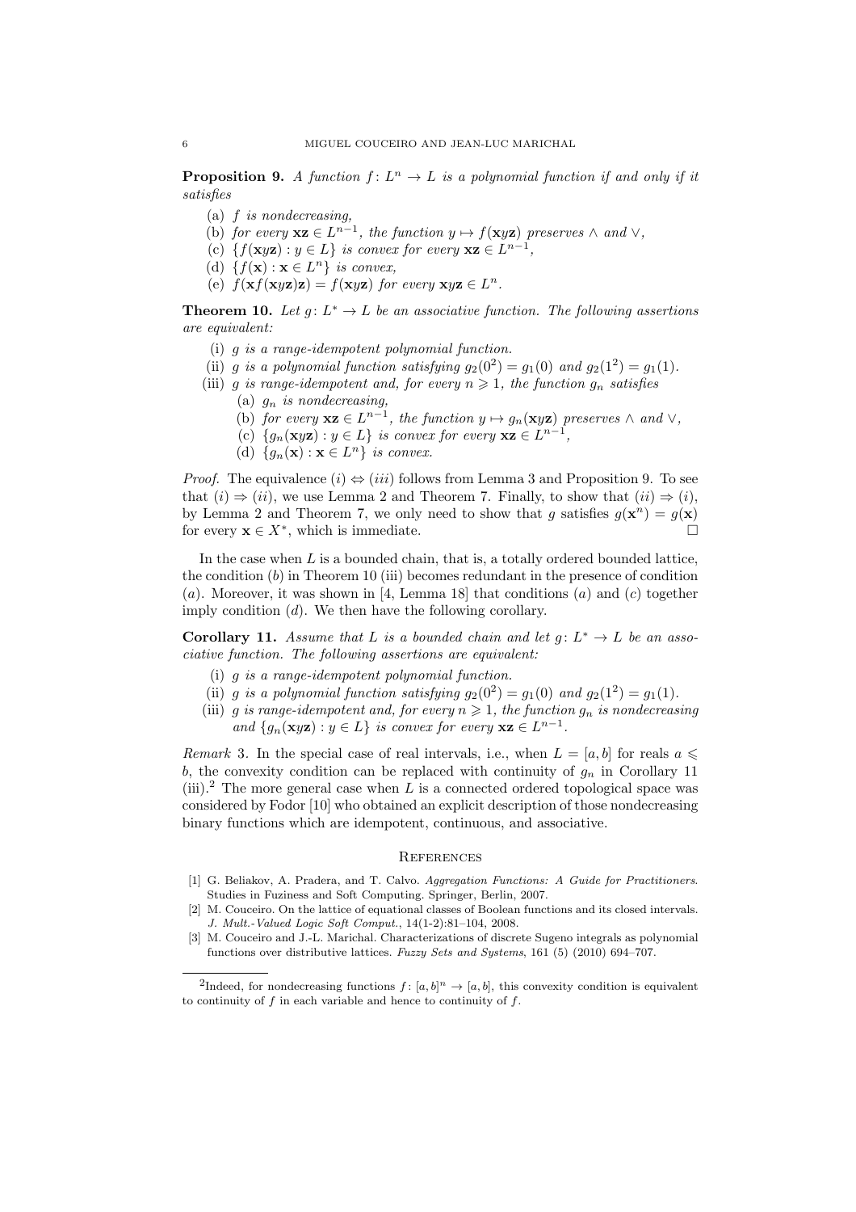**Proposition 9.** *A function $f\colon L^n \to L$ is a polynomial function if and only if it satisfies*

(a) *$f$ is nondecreasing,*
(b) *for every $\mathbf{xz} \in L^{n-1}$, the function $y \mapsto f(\mathbf{x}y\mathbf{z})$ preserves $\wedge$ and $\vee$,*
(c) *$\{f(\mathbf{x}y\mathbf{z}) : y \in L\}$ is convex for every $\mathbf{xz} \in L^{n-1}$,*
(d) *$\{f(\mathbf{x}) : \mathbf{x} \in L^n\}$ is convex,*
(e) *$f(\mathbf{x}f(\mathbf{x}y\mathbf{z})\mathbf{z}) = f(\mathbf{x}y\mathbf{z})$ for every $\mathbf{x}y\mathbf{z} \in L^n$.*

**Theorem 10.** *Let $g\colon L^* \to L$ be an associative function. The following assertions are equivalent:*

(i) *$g$ is a range-idempotent polynomial function.*
(ii) *$g$ is a polynomial function satisfying $g_2(0^2) = g_1(0)$ and $g_2(1^2) = g_1(1)$.*
(iii) *$g$ is range-idempotent and, for every $n \geqslant 1$, the function $g_n$ satisfies*
  (a) *$g_n$ is nondecreasing,*
  (b) *for every $\mathbf{xz} \in L^{n-1}$, the function $y \mapsto g_n(\mathbf{x}y\mathbf{z})$ preserves $\wedge$ and $\vee$,*
  (c) *$\{g_n(\mathbf{x}y\mathbf{z}) : y \in L\}$ is convex for every $\mathbf{xz} \in L^{n-1}$,*
  (d) *$\{g_n(\mathbf{x}) : \mathbf{x} \in L^n\}$ is convex.*

*Proof.* The equivalence $(i) \Leftrightarrow (iii)$ follows from Lemma 3 and Proposition 9. To see that $(i) \Rightarrow (ii)$, we use Lemma 2 and Theorem 7. Finally, to show that $(ii) \Rightarrow (i)$, by Lemma 2 and Theorem 7, we only need to show that $g$ satisfies $g(\mathbf{x}^n) = g(\mathbf{x})$ for every $\mathbf{x} \in X^*$, which is immediate. □

In the case when $L$ is a bounded chain, that is, a totally ordered bounded lattice, the condition $(b)$ in Theorem 10 (iii) becomes redundant in the presence of condition $(a)$. Moreover, it was shown in [4, Lemma 18] that conditions $(a)$ and $(c)$ together imply condition $(d)$. We then have the following corollary.

**Corollary 11.** *Assume that $L$ is a bounded chain and let $g\colon L^* \to L$ be an associative function. The following assertions are equivalent:*

(i) *$g$ is a range-idempotent polynomial function.*
(ii) *$g$ is a polynomial function satisfying $g_2(0^2) = g_1(0)$ and $g_2(1^2) = g_1(1)$.*
(iii) *$g$ is range-idempotent and, for every $n \geqslant 1$, the function $g_n$ is nondecreasing and $\{g_n(\mathbf{x}y\mathbf{z}) : y \in L\}$ is convex for every $\mathbf{xz} \in L^{n-1}$.*

*Remark* 3. In the special case of real intervals, i.e., when $L = [a, b]$ for reals $a \leqslant b$, the convexity condition can be replaced with continuity of $g_n$ in Corollary 11 (iii).[2] The more general case when $L$ is a connected ordered topological space was considered by Fodor [10] who obtained an explicit description of those nondecreasing binary functions which are idempotent, continuous, and associative.

## References

[1] G. Beliakov, A. Pradera, and T. Calvo. *Aggregation Functions: A Guide for Practitioners*. Studies in Fuzziness and Soft Computing. Springer, Berlin, 2007.

[2] M. Couceiro. On the lattice of equational classes of Boolean functions and its closed intervals. *J. Mult.-Valued Logic Soft Comput.*, 14(1-2):81–104, 2008.

[3] M. Couceiro and J.-L. Marichal. Characterizations of discrete Sugeno integrals as polynomial functions over distributive lattices. *Fuzzy Sets and Systems*, 161 (5) (2010) 694–707.

[2] Indeed, for nondecreasing functions $f\colon [a, b]^n \to [a, b]$, this convexity condition is equivalent to continuity of $f$ in each variable and hence to continuity of $f$.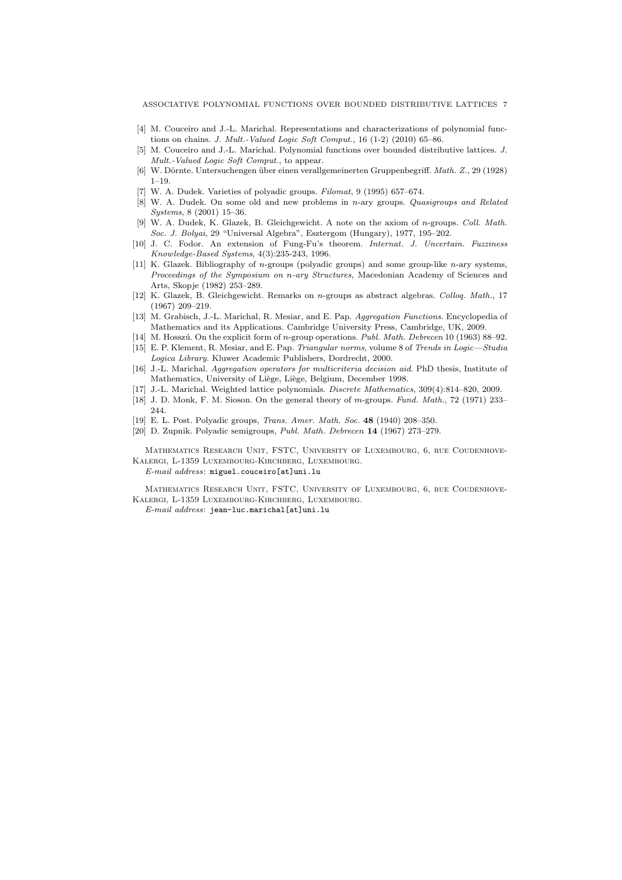[4] M. Couceiro and J.-L. Marichal. Representations and characterizations of polynomial functions on chains. *J. Mult.-Valued Logic Soft Comput.*, 16 (1-2) (2010) 65–86.

[5] M. Couceiro and J.-L. Marichal. Polynomial functions over bounded distributive lattices. *J. Mult.-Valued Logic Soft Comput.*, to appear.

[6] W. Dörnte. Untersuchengen über einen verallgemeinerten Gruppenbegriff. *Math. Z.*, 29 (1928) 1–19.

[7] W. A. Dudek. Varieties of polyadic groups. *Filomat*, 9 (1995) 657–674.

[8] W. A. Dudek. On some old and new problems in $n$-ary groups. *Quasigroups and Related Systems*, 8 (2001) 15–36.

[9] W. A. Dudek, K. Glazek, B. Gleichgewicht. A note on the axiom of $n$-groups. *Coll. Math. Soc. J. Bolyai*, 29 "Universal Algebra", Esztergom (Hungary), 1977, 195–202.

[10] J. C. Fodor. An extension of Fung-Fu's theorem. *Internat. J. Uncertain. Fuzziness Knowledge-Based Systems*, 4(3):235-243, 1996.

[11] K. Glazek. Bibliography of $n$-groups (polyadic groups) and some group-like $n$-ary systems, *Proceedings of the Symposium on $n$-ary Structures,* Macedonian Academy of Sciences and Arts, Skopje (1982) 253–289.

[12] K. Glazek, B. Gleichgewicht. Remarks on $n$-groups as abstract algebras. *Colloq. Math.*, 17 (1967) 209–219.

[13] M. Grabisch, J.-L. Marichal, R. Mesiar, and E. Pap. *Aggregation Functions*. Encyclopedia of Mathematics and its Applications. Cambridge University Press, Cambridge, UK, 2009.

[14] M. Hosszú. On the explicit form of $n$-group operations. *Publ. Math. Debrecen* 10 (1963) 88–92.

[15] E. P. Klement, R. Mesiar, and E. Pap. *Triangular norms*, volume 8 of *Trends in Logic—Studia Logica Library*. Kluwer Academic Publishers, Dordrecht, 2000.

[16] J.-L. Marichal. *Aggregation operators for multicriteria decision aid*. PhD thesis, Institute of Mathematics, University of Liège, Liège, Belgium, December 1998.

[17] J.-L. Marichal. Weighted lattice polynomials. *Discrete Mathematics*, 309(4):814–820, 2009.

[18] J. D. Monk, F. M. Sioson. On the general theory of $m$-groups. *Fund. Math.*, 72 (1971) 233–244.

[19] E. L. Post. Polyadic groups, *Trans. Amer. Math. Soc.* **48** (1940) 208–350.

[20] D. Zupnik. Polyadic semigroups, *Publ. Math. Debrecen* **14** (1967) 273–279.

Mathematics Research Unit, FSTC, University of Luxembourg, 6, rue Coudenhove-Kalergi, L-1359 Luxembourg-Kirchberg, Luxembourg.

*E-mail address*: miguel.couceiro[at]uni.lu

Mathematics Research Unit, FSTC, University of Luxembourg, 6, rue Coudenhove-Kalergi, L-1359 Luxembourg-Kirchberg, Luxembourg.

*E-mail address*: jean-luc.marichal[at]uni.lu